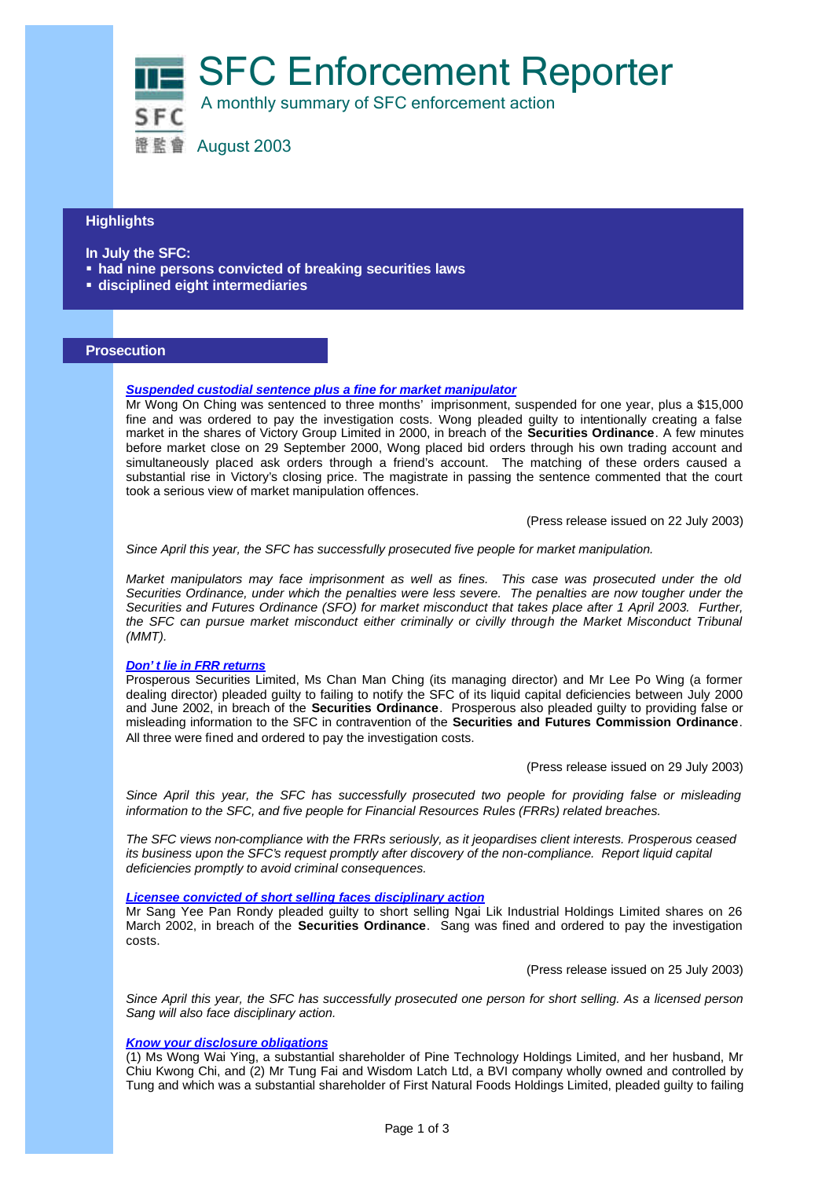# SFC Enforcement Reporter

A monthly summary of SFC enforcement action

August 2003

## Highlights

**In July the SFC:**

- **had nine persons convicted of breaking securities laws**
- **disciplined eight intermediaries**

## Prosecution

### *Suspended custodial sentence plus a fine for market manipulator*

Mr Wong On Ching was sentenced to three months' imprisonment, suspended for one year, plus a $15,000 fine and was ordered to pay the investigation costs. Wong pleaded guilty to intentionally creating a false market in the shares of Victory Group Limited in 2000, in breach of the **Securities Ordinance**. A few minutes before market close on 29 September 2000, Wong placed bid orders through his own trading account and simultaneously placed ask orders through a friend's account. The matching of these orders caused a substantial rise in Victory's closing price. The magistrate in passing the sentence commented that the court took a serious view of market manipulation offences.

(Press release issued on 22 July 2003)

*Since April this year, the SFC has successfully prosecuted five people for market manipulation.*

*Market manipulators may face imprisonment as well as fines. This case was prosecuted under the old Securities Ordinance, under which the penalties were less severe. The penalties are now tougher under the Securities and Futures Ordinance (SFO) for market misconduct that takes place after 1 April 2003. Further, the SFC can pursue market misconduct either criminally or civilly through the Market Misconduct Tribunal (MMT).*

### *Don't lie in FRR returns*

Prosperous Securities Limited, Ms Chan Man Ching (its managing director) and Mr Lee Po Wing (a former dealing director) pleaded guilty to failing to notify the SFC of its liquid capital deficiencies between July 2000 and June 2002, in breach of the **Securities Ordinance**. Prosperous also pleaded guilty to providing false or misleading information to the SFC in contravention of the **Securities and Futures Commission Ordinance**. All three were fined and ordered to pay the investigation costs.

(Press release issued on 29 July 2003)

*Since April this year, the SFC has successfully prosecuted two people for providing false or misleading information to the SFC, and five people for Financial Resources Rules (FRRs) related breaches.*

*The SFC views non-compliance with the FRRs seriously, as it jeopardises client interests. Prosperous ceased its business upon the SFC's request promptly after discovery of the non-compliance. Report liquid capital deficiencies promptly to avoid criminal consequences.*

### *Licensee convicted of short selling faces disciplinary action*

Mr Sang Yee Pan Rondy pleaded guilty to short selling Ngai Lik Industrial Holdings Limited shares on 26 March 2002, in breach of the **Securities Ordinance**. Sang was fined and ordered to pay the investigation costs.

(Press release issued on 25 July 2003)

*Since April this year, the SFC has successfully prosecuted one person for short selling. As a licensed person Sang will also face disciplinary action.*

### *Know your disclosure obligations*

(1) Ms Wong Wai Ying, a substantial shareholder of Pine Technology Holdings Limited, and her husband, Mr Chiu Kwong Chi, and (2) Mr Tung Fai and Wisdom Latch Ltd, a BVI company wholly owned and controlled by Tung and which was a substantial shareholder of First Natural Foods Holdings Limited, pleaded guilty to failing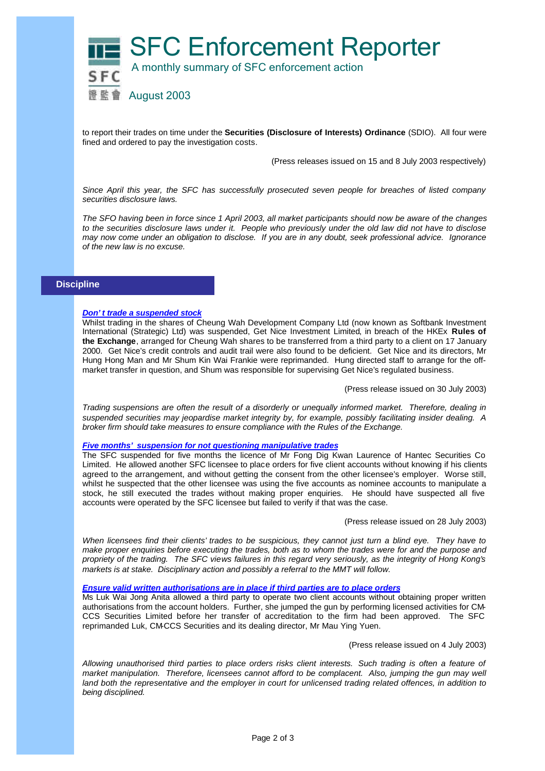to report their trades on time under the **Securities (Disclosure of Interests) Ordinance** (SDIO). All four were fined and ordered to pay the investigation costs.

(Press releases issued on 15 and 8 July 2003 respectively)

*Since April this year, the SFC has successfully prosecuted seven people for breaches of listed company securities disclosure laws.*

*The SFO having been in force since 1 April 2003, all market participants should now be aware of the changes to the securities disclosure laws under it. People who previously under the old law did not have to disclose may now come under an obligation to disclose. If you are in any doubt, seek professional advice. Ignorance of the new law is no excuse.*

## Discipline

### *Don't trade a suspended stock*

Whilst trading in the shares of Cheung Wah Development Company Ltd (now known as Softbank Investment International (Strategic) Ltd) was suspended, Get Nice Investment Limited, in breach of the HKEx **Rules of the Exchange**, arranged for Cheung Wah shares to be transferred from a third party to a client on 17 January 2000. Get Nice's credit controls and audit trail were also found to be deficient. Get Nice and its directors, Mr Hung Hong Man and Mr Shum Kin Wai Frankie were reprimanded. Hung directed staff to arrange for the off-market transfer in question, and Shum was responsible for supervising Get Nice's regulated business.

(Press release issued on 30 July 2003)

*Trading suspensions are often the result of a disorderly or unequally informed market. Therefore, dealing in suspended securities may jeopardise market integrity by, for example, possibly facilitating insider dealing. A broker firm should take measures to ensure compliance with the Rules of the Exchange.*

### *Five months' suspension for not questioning manipulative trades*

The SFC suspended for five months the licence of Mr Fong Dig Kwan Laurence of Hantec Securities Co Limited. He allowed another SFC licensee to place orders for five client accounts without knowing if his clients agreed to the arrangement, and without getting the consent from the other licensee's employer. Worse still, whilst he suspected that the other licensee was using the five accounts as nominee accounts to manipulate a stock, he still executed the trades without making proper enquiries. He should have suspected all five accounts were operated by the SFC licensee but failed to verify if that was the case.

(Press release issued on 28 July 2003)

*When licensees find their clients' trades to be suspicious, they cannot just turn a blind eye. They have to make proper enquiries before executing the trades, both as to whom the trades were for and the purpose and propriety of the trading. The SFC views failures in this regard very seriously, as the integrity of Hong Kong's markets is at stake. Disciplinary action and possibly a referral to the MMT will follow.*

### *Ensure valid written authorisations are in place if third parties are to place orders*

Ms Luk Wai Jong Anita allowed a third party to operate two client accounts without obtaining proper written authorisations from the account holders. Further, she jumped the gun by performing licensed activities for CM-CCS Securities Limited before her transfer of accreditation to the firm had been approved. The SFC reprimanded Luk, CM-CCS Securities and its dealing director, Mr Mau Ying Yuen.

(Press release issued on 4 July 2003)

*Allowing unauthorised third parties to place orders risks client interests. Such trading is often a feature of market manipulation. Therefore, licensees cannot afford to be complacent. Also, jumping the gun may well land both the representative and the employer in court for unlicensed trading related offences, in addition to being disciplined.*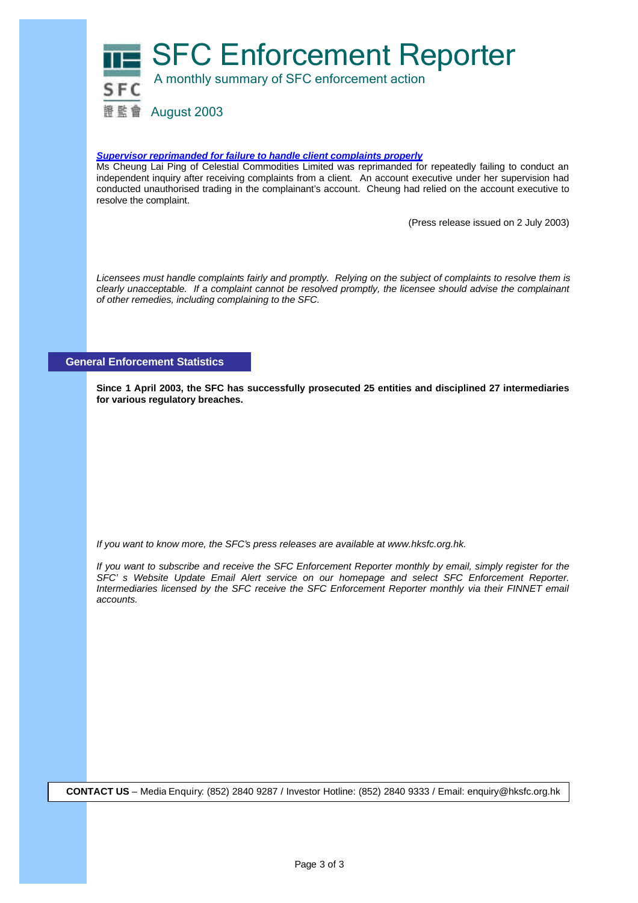# SFC Enforcement Reporter

A monthly summary of SFC enforcement action

August 2003

***[Supervisor reprimanded for failure to handle client complaints properly](#)***

Ms Cheung Lai Ping of Celestial Commodities Limited was reprimanded for repeatedly failing to conduct an independent inquiry after receiving complaints from a client. An account executive under her supervision had conducted unauthorised trading in the complainant's account. Cheung had relied on the account executive to resolve the complaint.

(Press release issued on 2 July 2003)

*Licensees must handle complaints fairly and promptly. Relying on the subject of complaints to resolve them is clearly unacceptable. If a complaint cannot be resolved promptly, the licensee should advise the complainant of other remedies, including complaining to the SFC.*

## General Enforcement Statistics

**Since 1 April 2003, the SFC has successfully prosecuted 25 entities and disciplined 27 intermediaries for various regulatory breaches.**

*If you want to know more, the SFC's press releases are available at www.hksfc.org.hk.*

*If you want to subscribe and receive the SFC Enforcement Reporter monthly by email, simply register for the SFC' s Website Update Email Alert service on our homepage and select SFC Enforcement Reporter. Intermediaries licensed by the SFC receive the SFC Enforcement Reporter monthly via their FINNET email accounts.*

**CONTACT US** – Media Enquiry: (852) 2840 9287 / Investor Hotline: (852) 2840 9333 / Email: enquiry@hksfc.org.hk